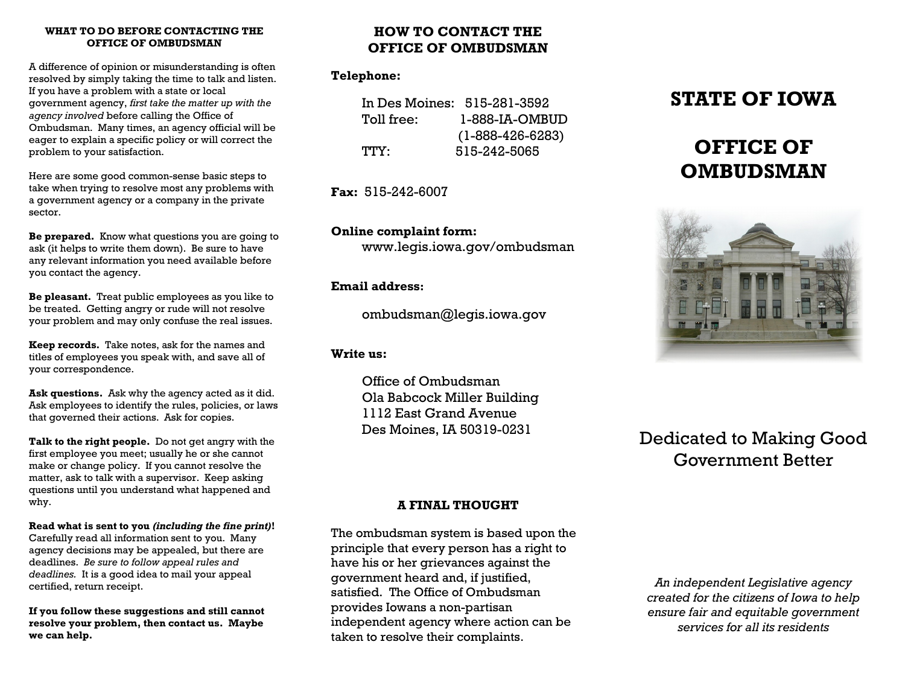**WHAT TO DO BEFORE CONTACTING THE OFFICE OF OMBUDSMAN**

A difference of opinion or misunderstanding is often resolved by simply taking the time to talk and listen. If you have a problem with a state or local government agency, *first take the matter up with the agency involved* before calling the Office of Ombudsman. Many times, an agency official will be eager to explain a specific policy or will correct the problem to your satisfaction.

Here are some good common-sense basic steps to take when trying to resolve most any problems with a government agency or a company in the private sector.

**Be prepared.** Know what questions you are going to ask (it helps to write them down). Be sure to have any relevant information you need available before you contact the agency.

**Be pleasant.** Treat public employees as you like to be treated. Getting angry or rude will not resolve your problem and may only confuse the real issues.

**Keep records.** Take notes, ask for the names and titles of employees you speak with, and save all of your correspondence.

**Ask questions.** Ask why the agency acted as it did. Ask employees to identify the rules, policies, or laws that governed their actions. Ask for copies.

**Talk to the right people.** Do not get angry with the first employee you meet; usually he or she cannot make or change policy. If you cannot resolve the matter, ask to talk with a supervisor. Keep asking questions until you understand what happened and why.

**Read what is sent to you *(including the fine print)*!** Carefully read all information sent to you. Many agency decisions may be appealed, but there are deadlines. *Be sure to follow appeal rules and deadlines.* It is a good idea to mail your appeal certified, return receipt.

**If you follow these suggestions and still cannot resolve your problem, then contact us. Maybe we can help.**

## HOW TO CONTACT THE OFFICE OF OMBUDSMAN

**Telephone:**

In Des Moines: 515-281-3592
Toll free: 1-888-IA-OMBUD (1-888-426-6283)
TTY: 515-242-5065

**Fax:** 515-242-6007

**Online complaint form:**
www.legis.iowa.gov/ombudsman

**Email address:**

ombudsman@legis.iowa.gov

**Write us:**

Office of Ombudsman
Ola Babcock Miller Building
1112 East Grand Avenue
Des Moines, IA 50319-0231

### A FINAL THOUGHT

The ombudsman system is based upon the principle that every person has a right to have his or her grievances against the government heard and, if justified, satisfied. The Office of Ombudsman provides Iowans a non-partisan independent agency where action can be taken to resolve their complaints.

# STATE OF IOWA

# OFFICE OF OMBUDSMAN

Dedicated to Making Good Government Better

*An independent Legislative agency created for the citizens of Iowa to help ensure fair and equitable government services for all its residents*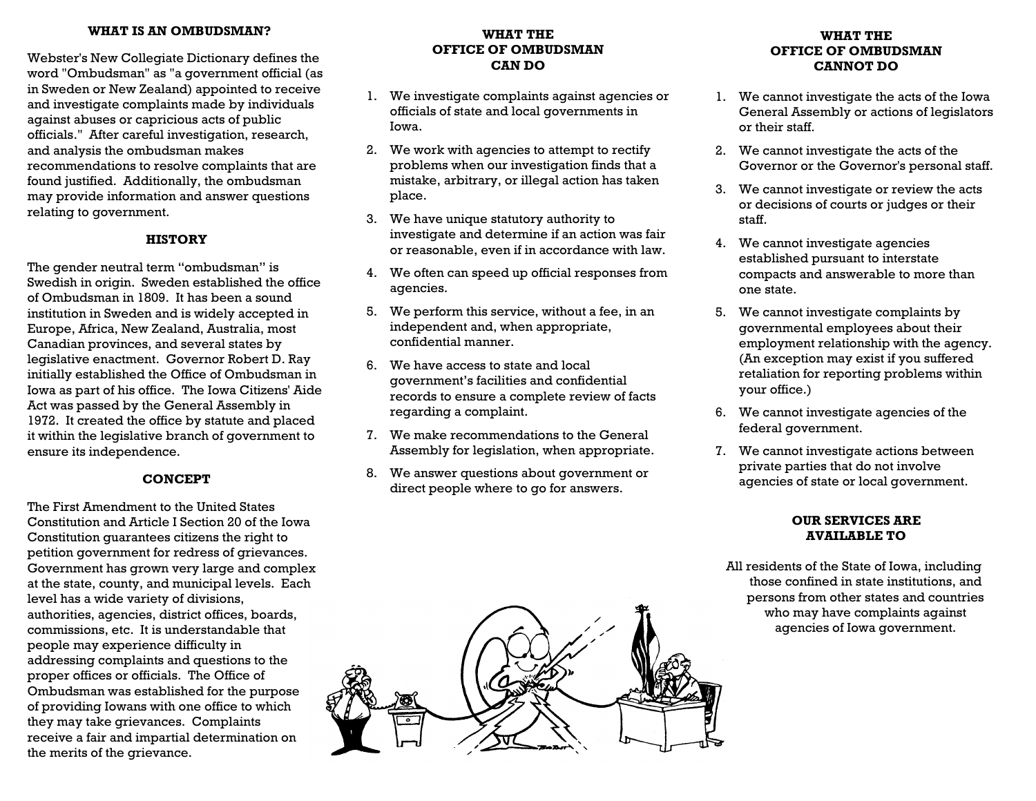## WHAT IS AN OMBUDSMAN?

Webster's New Collegiate Dictionary defines the word "Ombudsman" as "a government official (as in Sweden or New Zealand) appointed to receive and investigate complaints made by individuals against abuses or capricious acts of public officials." After careful investigation, research, and analysis the ombudsman makes recommendations to resolve complaints that are found justified. Additionally, the ombudsman may provide information and answer questions relating to government.

## HISTORY

The gender neutral term "ombudsman" is Swedish in origin. Sweden established the office of Ombudsman in 1809. It has been a sound institution in Sweden and is widely accepted in Europe, Africa, New Zealand, Australia, most Canadian provinces, and several states by legislative enactment. Governor Robert D. Ray initially established the Office of Ombudsman in Iowa as part of his office. The Iowa Citizens' Aide Act was passed by the General Assembly in 1972. It created the office by statute and placed it within the legislative branch of government to ensure its independence.

## CONCEPT

The First Amendment to the United States Constitution and Article I Section 20 of the Iowa Constitution guarantees citizens the right to petition government for redress of grievances. Government has grown very large and complex at the state, county, and municipal levels. Each level has a wide variety of divisions, authorities, agencies, district offices, boards, commissions, etc. It is understandable that people may experience difficulty in addressing complaints and questions to the proper offices or officials. The Office of Ombudsman was established for the purpose of providing Iowans with one office to which they may take grievances. Complaints receive a fair and impartial determination on the merits of the grievance.

## WHAT THE OFFICE OF OMBUDSMAN CAN DO

1. We investigate complaints against agencies or officials of state and local governments in Iowa.
2. We work with agencies to attempt to rectify problems when our investigation finds that a mistake, arbitrary, or illegal action has taken place.
3. We have unique statutory authority to investigate and determine if an action was fair or reasonable, even if in accordance with law.
4. We often can speed up official responses from agencies.
5. We perform this service, without a fee, in an independent and, when appropriate, confidential manner.
6. We have access to state and local government's facilities and confidential records to ensure a complete review of facts regarding a complaint.
7. We make recommendations to the General Assembly for legislation, when appropriate.
8. We answer questions about government or direct people where to go for answers.

## WHAT THE OFFICE OF OMBUDSMAN CANNOT DO

1. We cannot investigate the acts of the Iowa General Assembly or actions of legislators or their staff.
2. We cannot investigate the acts of the Governor or the Governor's personal staff.
3. We cannot investigate or review the acts or decisions of courts or judges or their staff.
4. We cannot investigate agencies established pursuant to interstate compacts and answerable to more than one state.
5. We cannot investigate complaints by governmental employees about their employment relationship with the agency. (An exception may exist if you suffered retaliation for reporting problems within your office.)
6. We cannot investigate agencies of the federal government.
7. We cannot investigate actions between private parties that do not involve agencies of state or local government.

## OUR SERVICES ARE AVAILABLE TO

All residents of the State of Iowa, including those confined in state institutions, and persons from other states and countries who may have complaints against agencies of Iowa government.